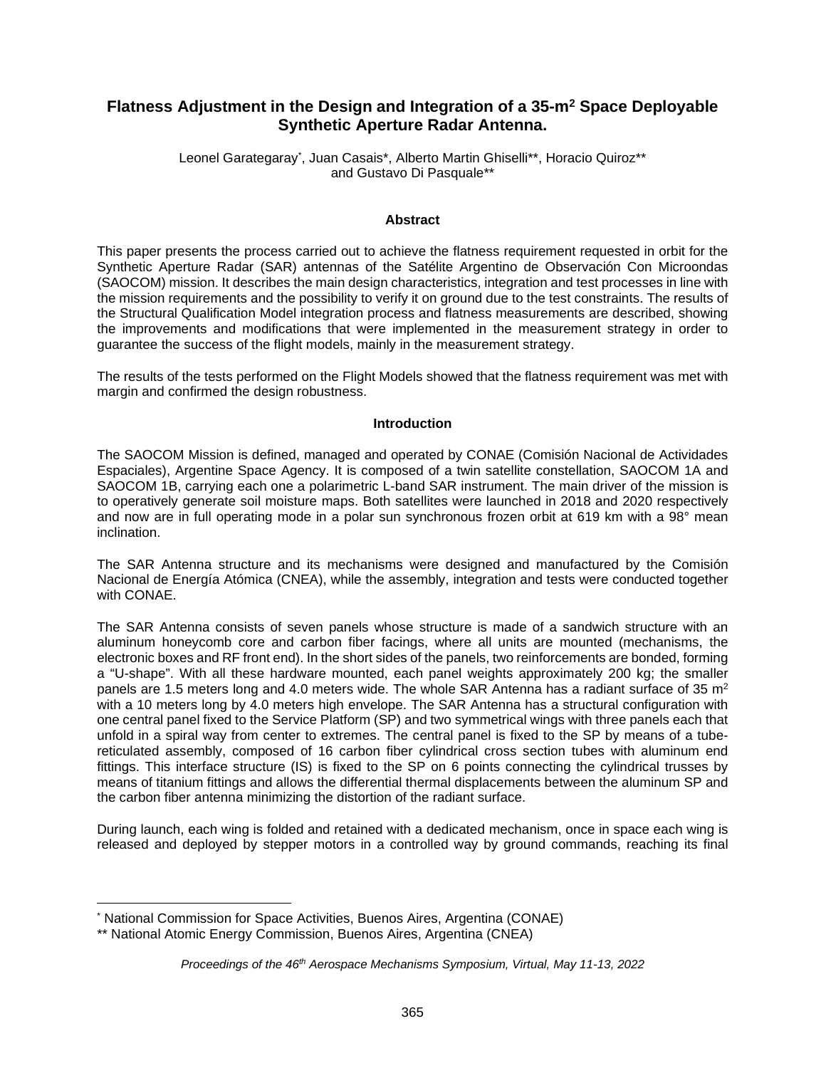# Flatness Adjustment in the Design and Integration of a 35-m$^2$ Space Deployable Synthetic Aperture Radar Antenna.

Leonel Garategaray*, Juan Casais*, Alberto Martin Ghiselli**, Horacio Quiroz** and Gustavo Di Pasquale**

## Abstract

This paper presents the process carried out to achieve the flatness requirement requested in orbit for the Synthetic Aperture Radar (SAR) antennas of the Satélite Argentino de Observación Con Microondas (SAOCOM) mission. It describes the main design characteristics, integration and test processes in line with the mission requirements and the possibility to verify it on ground due to the test constraints. The results of the Structural Qualification Model integration process and flatness measurements are described, showing the improvements and modifications that were implemented in the measurement strategy in order to guarantee the success of the flight models, mainly in the measurement strategy.

The results of the tests performed on the Flight Models showed that the flatness requirement was met with margin and confirmed the design robustness.

## Introduction

The SAOCOM Mission is defined, managed and operated by CONAE (Comisión Nacional de Actividades Espaciales), Argentine Space Agency. It is composed of a twin satellite constellation, SAOCOM 1A and SAOCOM 1B, carrying each one a polarimetric L-band SAR instrument. The main driver of the mission is to operatively generate soil moisture maps. Both satellites were launched in 2018 and 2020 respectively and now are in full operating mode in a polar sun synchronous frozen orbit at 619 km with a 98° mean inclination.

The SAR Antenna structure and its mechanisms were designed and manufactured by the Comisión Nacional de Energía Atómica (CNEA), while the assembly, integration and tests were conducted together with CONAE.

The SAR Antenna consists of seven panels whose structure is made of a sandwich structure with an aluminum honeycomb core and carbon fiber facings, where all units are mounted (mechanisms, the electronic boxes and RF front end). In the short sides of the panels, two reinforcements are bonded, forming a "U-shape". With all these hardware mounted, each panel weights approximately 200 kg; the smaller panels are 1.5 meters long and 4.0 meters wide. The whole SAR Antenna has a radiant surface of 35 m$^2$ with a 10 meters long by 4.0 meters high envelope. The SAR Antenna has a structural configuration with one central panel fixed to the Service Platform (SP) and two symmetrical wings with three panels each that unfold in a spiral way from center to extremes. The central panel is fixed to the SP by means of a tube-reticulated assembly, composed of 16 carbon fiber cylindrical cross section tubes with aluminum end fittings. This interface structure (IS) is fixed to the SP on 6 points connecting the cylindrical trusses by means of titanium fittings and allows the differential thermal displacements between the aluminum SP and the carbon fiber antenna minimizing the distortion of the radiant surface.

During launch, each wing is folded and retained with a dedicated mechanism, once in space each wing is released and deployed by stepper motors in a controlled way by ground commands, reaching its final

---

* National Commission for Space Activities, Buenos Aires, Argentina (CONAE)

** National Atomic Energy Commission, Buenos Aires, Argentina (CNEA)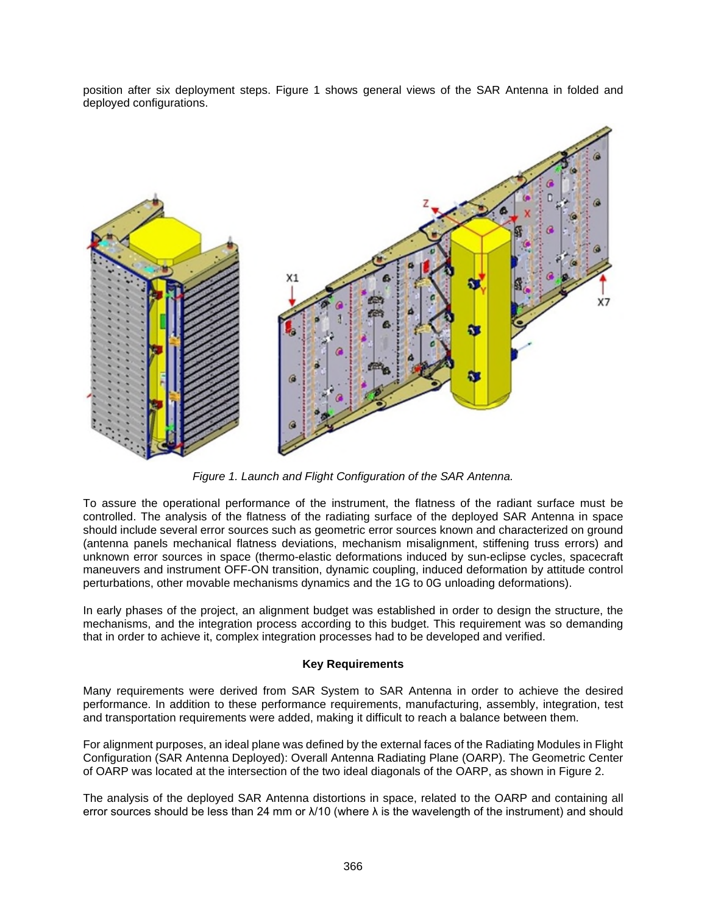position after six deployment steps. Figure 1 shows general views of the SAR Antenna in folded and deployed configurations.

*Figure 1. Launch and Flight Configuration of the SAR Antenna.*

To assure the operational performance of the instrument, the flatness of the radiant surface must be controlled. The analysis of the flatness of the radiating surface of the deployed SAR Antenna in space should include several error sources such as geometric error sources known and characterized on ground (antenna panels mechanical flatness deviations, mechanism misalignment, stiffening truss errors) and unknown error sources in space (thermo-elastic deformations induced by sun-eclipse cycles, spacecraft maneuvers and instrument OFF-ON transition, dynamic coupling, induced deformation by attitude control perturbations, other movable mechanisms dynamics and the 1G to 0G unloading deformations).

In early phases of the project, an alignment budget was established in order to design the structure, the mechanisms, and the integration process according to this budget. This requirement was so demanding that in order to achieve it, complex integration processes had to be developed and verified.

### Key Requirements

Many requirements were derived from SAR System to SAR Antenna in order to achieve the desired performance. In addition to these performance requirements, manufacturing, assembly, integration, test and transportation requirements were added, making it difficult to reach a balance between them.

For alignment purposes, an ideal plane was defined by the external faces of the Radiating Modules in Flight Configuration (SAR Antenna Deployed): Overall Antenna Radiating Plane (OARP). The Geometric Center of OARP was located at the intersection of the two ideal diagonals of the OARP, as shown in Figure 2.

The analysis of the deployed SAR Antenna distortions in space, related to the OARP and containing all error sources should be less than 24 mm or $\lambda/10$ (where $\lambda$ is the wavelength of the instrument) and should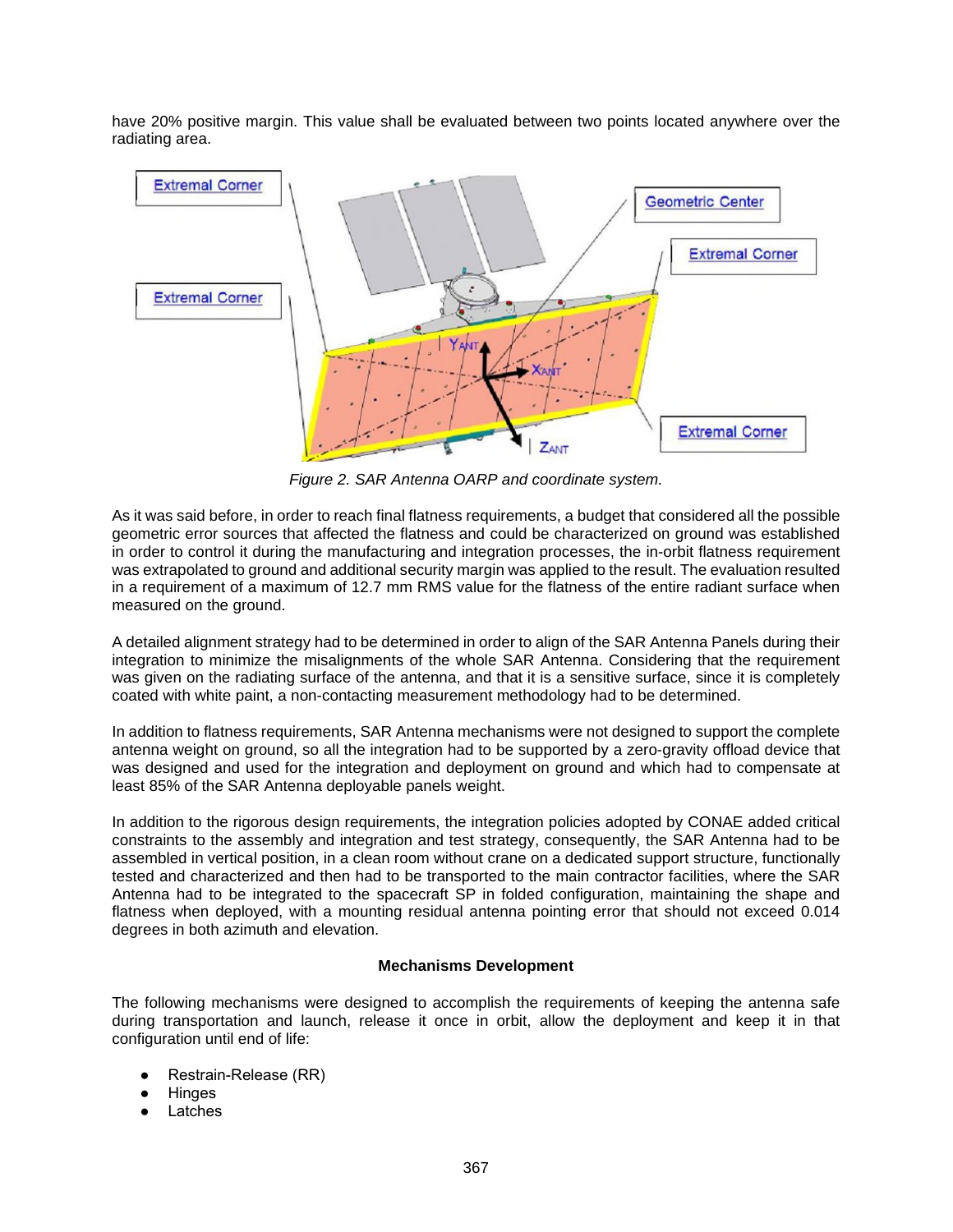have 20% positive margin. This value shall be evaluated between two points located anywhere over the radiating area.

*Figure 2. SAR Antenna OARP and coordinate system.*

As it was said before, in order to reach final flatness requirements, a budget that considered all the possible geometric error sources that affected the flatness and could be characterized on ground was established in order to control it during the manufacturing and integration processes, the in-orbit flatness requirement was extrapolated to ground and additional security margin was applied to the result. The evaluation resulted in a requirement of a maximum of 12.7 mm RMS value for the flatness of the entire radiant surface when measured on the ground.

A detailed alignment strategy had to be determined in order to align of the SAR Antenna Panels during their integration to minimize the misalignments of the whole SAR Antenna. Considering that the requirement was given on the radiating surface of the antenna, and that it is a sensitive surface, since it is completely coated with white paint, a non-contacting measurement methodology had to be determined.

In addition to flatness requirements, SAR Antenna mechanisms were not designed to support the complete antenna weight on ground, so all the integration had to be supported by a zero-gravity offload device that was designed and used for the integration and deployment on ground and which had to compensate at least 85% of the SAR Antenna deployable panels weight.

In addition to the rigorous design requirements, the integration policies adopted by CONAE added critical constraints to the assembly and integration and test strategy, consequently, the SAR Antenna had to be assembled in vertical position, in a clean room without crane on a dedicated support structure, functionally tested and characterized and then had to be transported to the main contractor facilities, where the SAR Antenna had to be integrated to the spacecraft SP in folded configuration, maintaining the shape and flatness when deployed, with a mounting residual antenna pointing error that should not exceed 0.014 degrees in both azimuth and elevation.

**Mechanisms Development**

The following mechanisms were designed to accomplish the requirements of keeping the antenna safe during transportation and launch, release it once in orbit, allow the deployment and keep it in that configuration until end of life:

- Restrain-Release (RR)
- Hinges
- Latches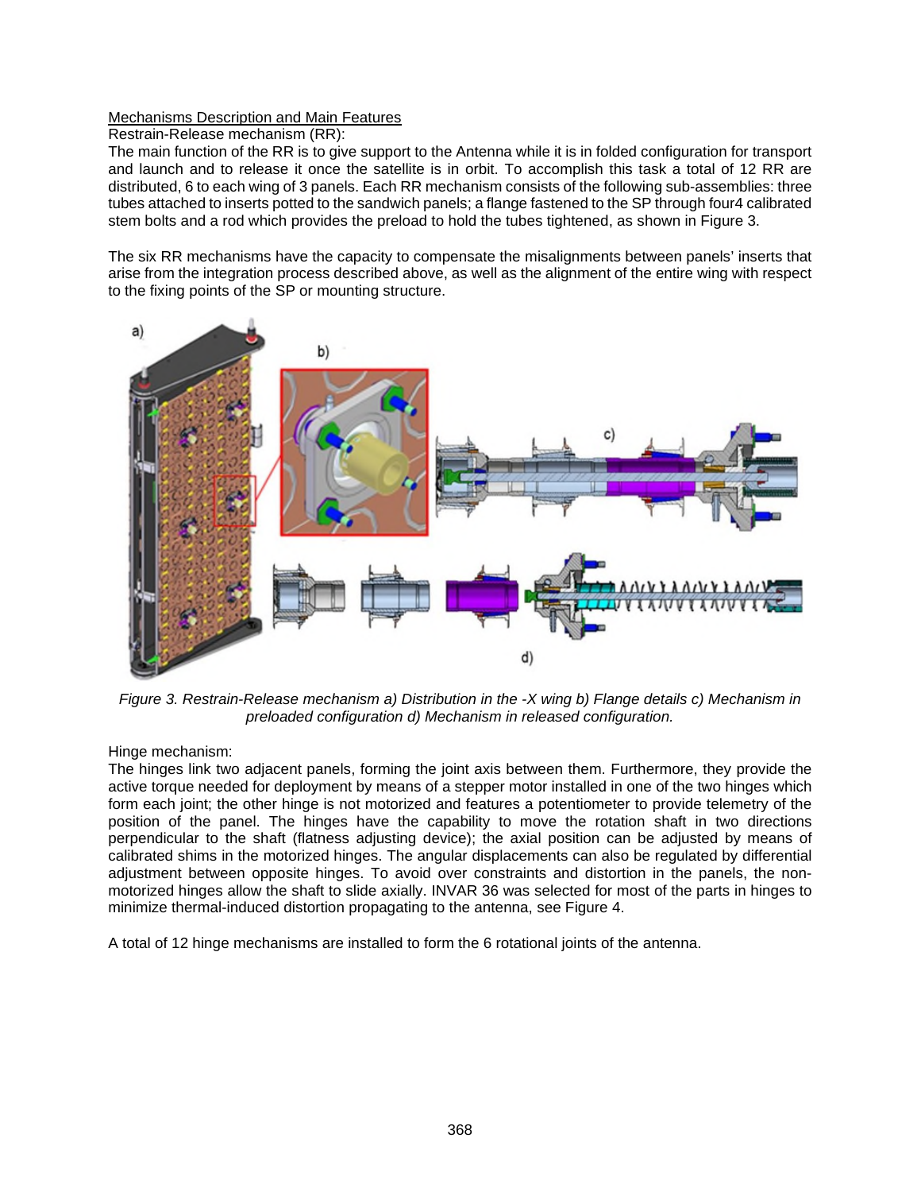## Mechanisms Description and Main Features

Restrain-Release mechanism (RR):

The main function of the RR is to give support to the Antenna while it is in folded configuration for transport and launch and to release it once the satellite is in orbit. To accomplish this task a total of 12 RR are distributed, 6 to each wing of 3 panels. Each RR mechanism consists of the following sub-assemblies: three tubes attached to inserts potted to the sandwich panels; a flange fastened to the SP through four4 calibrated stem bolts and a rod which provides the preload to hold the tubes tightened, as shown in Figure 3.

The six RR mechanisms have the capacity to compensate the misalignments between panels' inserts that arise from the integration process described above, as well as the alignment of the entire wing with respect to the fixing points of the SP or mounting structure.

*Figure 3. Restrain-Release mechanism a) Distribution in the -X wing b) Flange details c) Mechanism in preloaded configuration d) Mechanism in released configuration.*

Hinge mechanism:

The hinges link two adjacent panels, forming the joint axis between them. Furthermore, they provide the active torque needed for deployment by means of a stepper motor installed in one of the two hinges which form each joint; the other hinge is not motorized and features a potentiometer to provide telemetry of the position of the panel. The hinges have the capability to move the rotation shaft in two directions perpendicular to the shaft (flatness adjusting device); the axial position can be adjusted by means of calibrated shims in the motorized hinges. The angular displacements can also be regulated by differential adjustment between opposite hinges. To avoid over constraints and distortion in the panels, the non-motorized hinges allow the shaft to slide axially. INVAR 36 was selected for most of the parts in hinges to minimize thermal-induced distortion propagating to the antenna, see Figure 4.

A total of 12 hinge mechanisms are installed to form the 6 rotational joints of the antenna.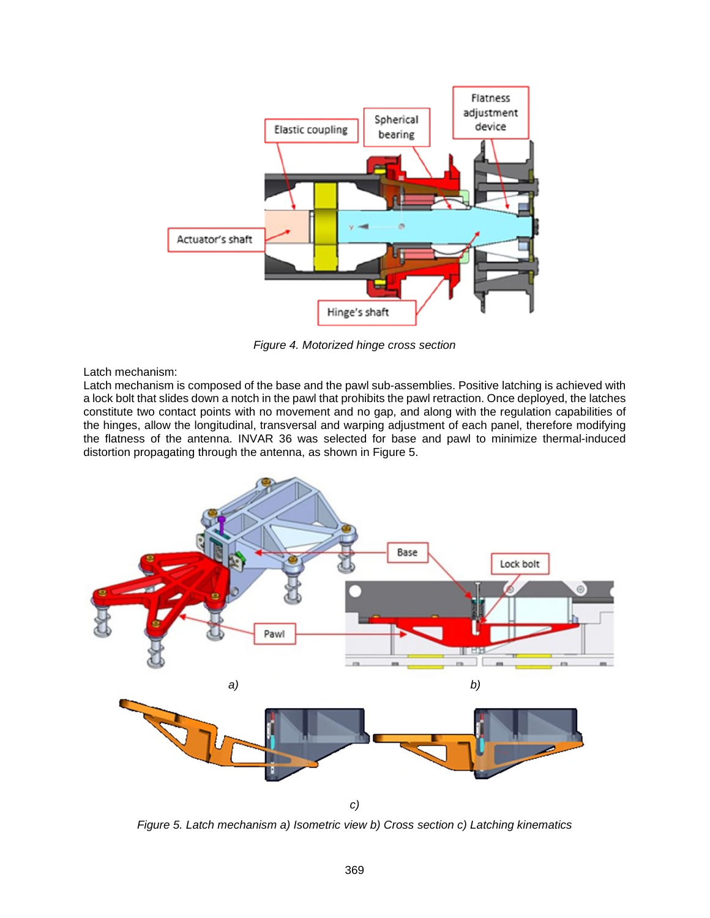*Figure 4. Motorized hinge cross section*

Latch mechanism:

Latch mechanism is composed of the base and the pawl sub-assemblies. Positive latching is achieved with a lock bolt that slides down a notch in the pawl that prohibits the pawl retraction. Once deployed, the latches constitute two contact points with no movement and no gap, and along with the regulation capabilities of the hinges, allow the longitudinal, transversal and warping adjustment of each panel, therefore modifying the flatness of the antenna. INVAR 36 was selected for base and pawl to minimize thermal-induced distortion propagating through the antenna, as shown in Figure 5.

*Figure 5. Latch mechanism a) Isometric view b) Cross section c) Latching kinematics*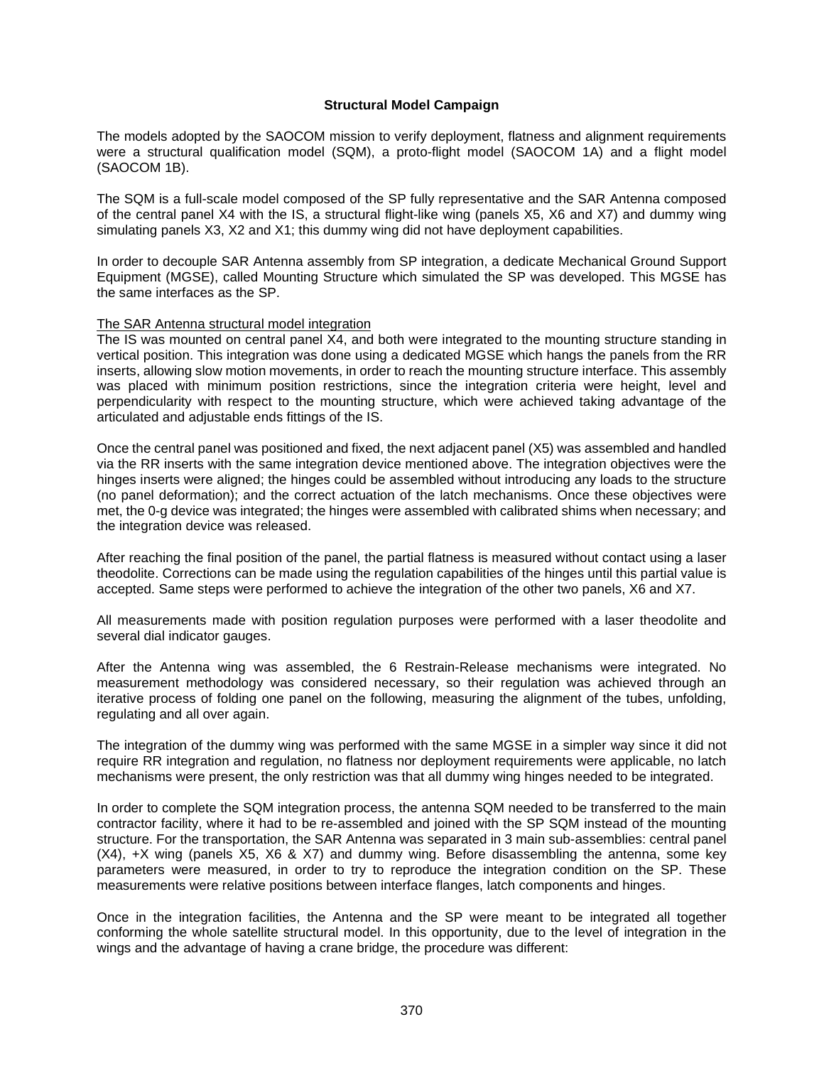## Structural Model Campaign

The models adopted by the SAOCOM mission to verify deployment, flatness and alignment requirements were a structural qualification model (SQM), a proto-flight model (SAOCOM 1A) and a flight model (SAOCOM 1B).

The SQM is a full-scale model composed of the SP fully representative and the SAR Antenna composed of the central panel X4 with the IS, a structural flight-like wing (panels X5, X6 and X7) and dummy wing simulating panels X3, X2 and X1; this dummy wing did not have deployment capabilities.

In order to decouple SAR Antenna assembly from SP integration, a dedicate Mechanical Ground Support Equipment (MGSE), called Mounting Structure which simulated the SP was developed. This MGSE has the same interfaces as the SP.

### The SAR Antenna structural model integration

The IS was mounted on central panel X4, and both were integrated to the mounting structure standing in vertical position. This integration was done using a dedicated MGSE which hangs the panels from the RR inserts, allowing slow motion movements, in order to reach the mounting structure interface. This assembly was placed with minimum position restrictions, since the integration criteria were height, level and perpendicularity with respect to the mounting structure, which were achieved taking advantage of the articulated and adjustable ends fittings of the IS.

Once the central panel was positioned and fixed, the next adjacent panel (X5) was assembled and handled via the RR inserts with the same integration device mentioned above. The integration objectives were the hinges inserts were aligned; the hinges could be assembled without introducing any loads to the structure (no panel deformation); and the correct actuation of the latch mechanisms. Once these objectives were met, the 0-g device was integrated; the hinges were assembled with calibrated shims when necessary; and the integration device was released.

After reaching the final position of the panel, the partial flatness is measured without contact using a laser theodolite. Corrections can be made using the regulation capabilities of the hinges until this partial value is accepted. Same steps were performed to achieve the integration of the other two panels, X6 and X7.

All measurements made with position regulation purposes were performed with a laser theodolite and several dial indicator gauges.

After the Antenna wing was assembled, the 6 Restrain-Release mechanisms were integrated. No measurement methodology was considered necessary, so their regulation was achieved through an iterative process of folding one panel on the following, measuring the alignment of the tubes, unfolding, regulating and all over again.

The integration of the dummy wing was performed with the same MGSE in a simpler way since it did not require RR integration and regulation, no flatness nor deployment requirements were applicable, no latch mechanisms were present, the only restriction was that all dummy wing hinges needed to be integrated.

In order to complete the SQM integration process, the antenna SQM needed to be transferred to the main contractor facility, where it had to be re-assembled and joined with the SP SQM instead of the mounting structure. For the transportation, the SAR Antenna was separated in 3 main sub-assemblies: central panel (X4), +X wing (panels X5, X6 & X7) and dummy wing. Before disassembling the antenna, some key parameters were measured, in order to try to reproduce the integration condition on the SP. These measurements were relative positions between interface flanges, latch components and hinges.

Once in the integration facilities, the Antenna and the SP were meant to be integrated all together conforming the whole satellite structural model. In this opportunity, due to the level of integration in the wings and the advantage of having a crane bridge, the procedure was different: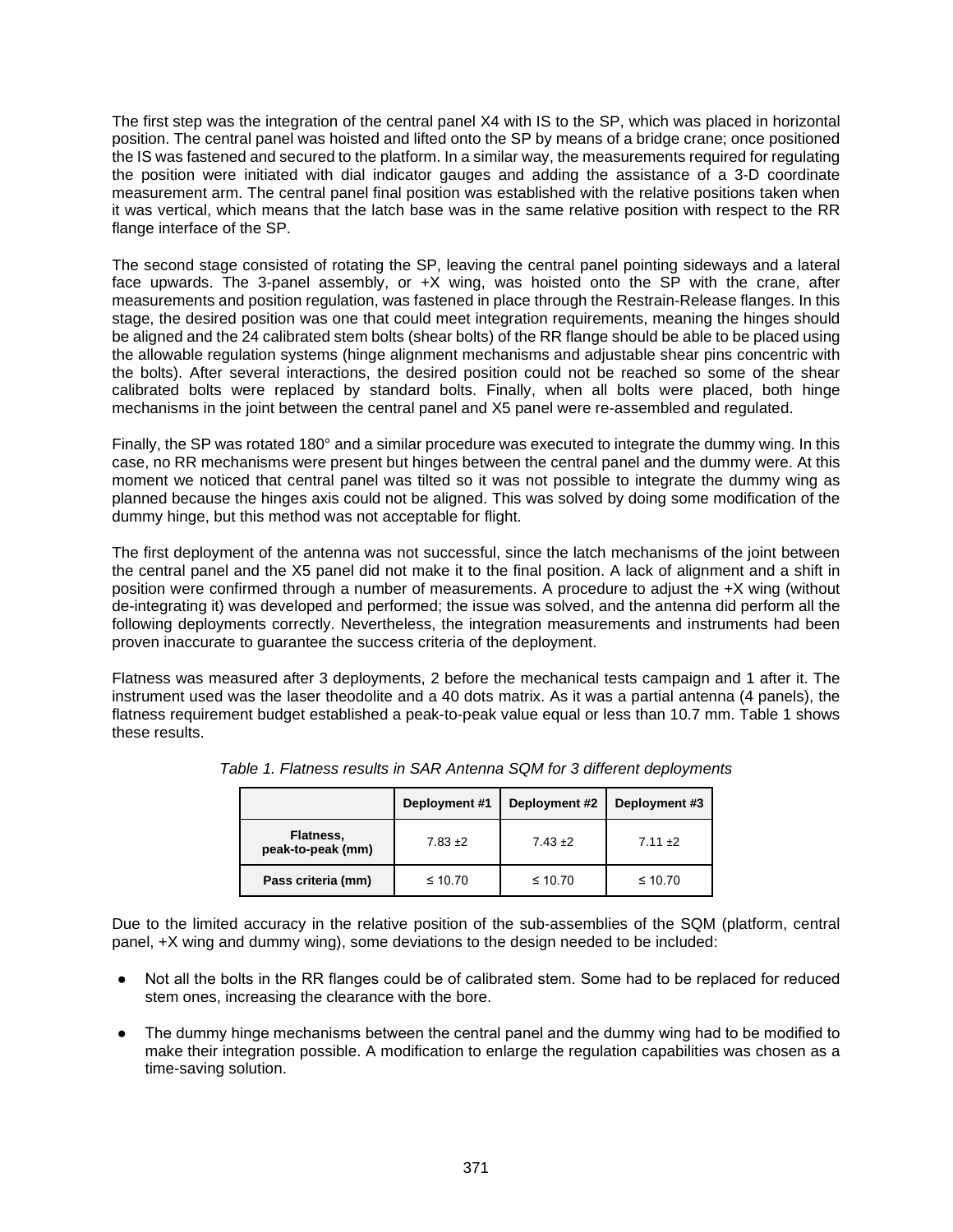The first step was the integration of the central panel X4 with IS to the SP, which was placed in horizontal position. The central panel was hoisted and lifted onto the SP by means of a bridge crane; once positioned the IS was fastened and secured to the platform. In a similar way, the measurements required for regulating the position were initiated with dial indicator gauges and adding the assistance of a 3-D coordinate measurement arm. The central panel final position was established with the relative positions taken when it was vertical, which means that the latch base was in the same relative position with respect to the RR flange interface of the SP.

The second stage consisted of rotating the SP, leaving the central panel pointing sideways and a lateral face upwards. The 3-panel assembly, or +X wing, was hoisted onto the SP with the crane, after measurements and position regulation, was fastened in place through the Restrain-Release flanges. In this stage, the desired position was one that could meet integration requirements, meaning the hinges should be aligned and the 24 calibrated stem bolts (shear bolts) of the RR flange should be able to be placed using the allowable regulation systems (hinge alignment mechanisms and adjustable shear pins concentric with the bolts). After several interactions, the desired position could not be reached so some of the shear calibrated bolts were replaced by standard bolts. Finally, when all bolts were placed, both hinge mechanisms in the joint between the central panel and X5 panel were re-assembled and regulated.

Finally, the SP was rotated 180° and a similar procedure was executed to integrate the dummy wing. In this case, no RR mechanisms were present but hinges between the central panel and the dummy were. At this moment we noticed that central panel was tilted so it was not possible to integrate the dummy wing as planned because the hinges axis could not be aligned. This was solved by doing some modification of the dummy hinge, but this method was not acceptable for flight.

The first deployment of the antenna was not successful, since the latch mechanisms of the joint between the central panel and the X5 panel did not make it to the final position. A lack of alignment and a shift in position were confirmed through a number of measurements. A procedure to adjust the +X wing (without de-integrating it) was developed and performed; the issue was solved, and the antenna did perform all the following deployments correctly. Nevertheless, the integration measurements and instruments had been proven inaccurate to guarantee the success criteria of the deployment.

Flatness was measured after 3 deployments, 2 before the mechanical tests campaign and 1 after it. The instrument used was the laser theodolite and a 40 dots matrix. As it was a partial antenna (4 panels), the flatness requirement budget established a peak-to-peak value equal or less than 10.7 mm. Table 1 shows these results.

*Table 1. Flatness results in SAR Antenna SQM for 3 different deployments*

| | Deployment #1 | Deployment #2 | Deployment #3 |
|---|---|---|---|
| **Flatness, peak-to-peak (mm)** | 7.83 ±2 | 7.43 ±2 | 7.11 ±2 |
| **Pass criteria (mm)** | ≤ 10.70 | ≤ 10.70 | ≤ 10.70 |

Due to the limited accuracy in the relative position of the sub-assemblies of the SQM (platform, central panel, +X wing and dummy wing), some deviations to the design needed to be included:

- Not all the bolts in the RR flanges could be of calibrated stem. Some had to be replaced for reduced stem ones, increasing the clearance with the bore.
- The dummy hinge mechanisms between the central panel and the dummy wing had to be modified to make their integration possible. A modification to enlarge the regulation capabilities was chosen as a time-saving solution.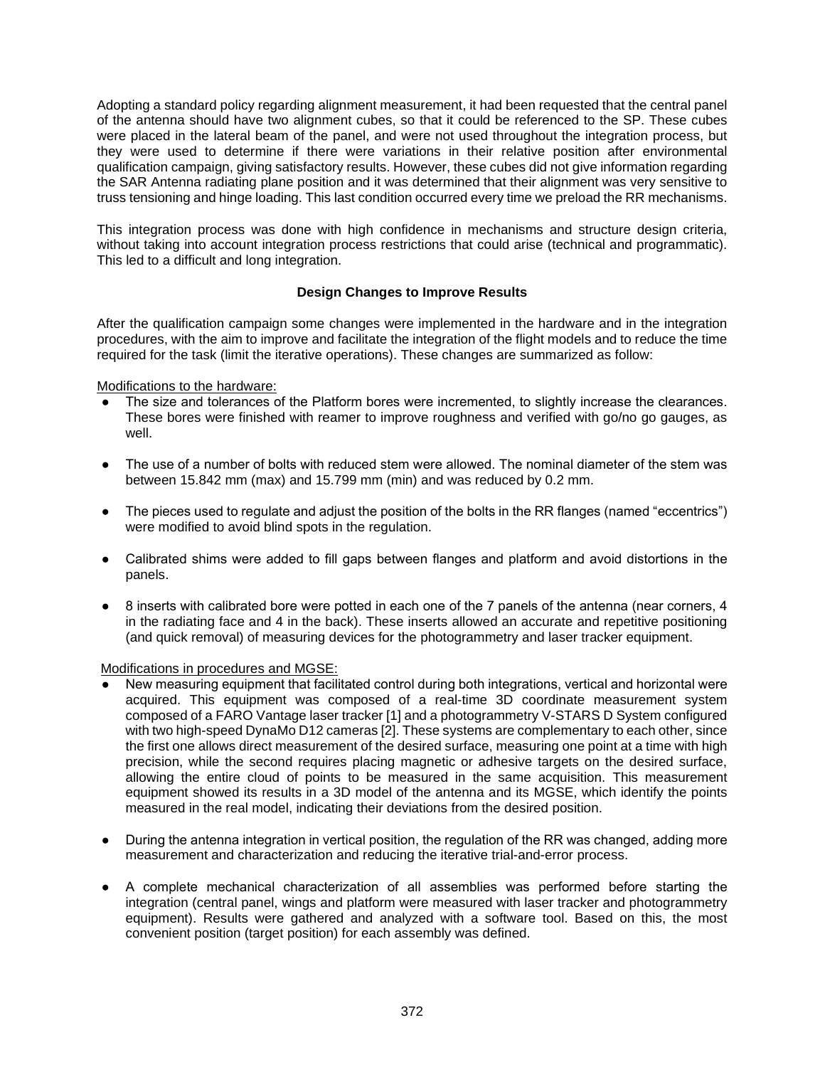Adopting a standard policy regarding alignment measurement, it had been requested that the central panel of the antenna should have two alignment cubes, so that it could be referenced to the SP. These cubes were placed in the lateral beam of the panel, and were not used throughout the integration process, but they were used to determine if there were variations in their relative position after environmental qualification campaign, giving satisfactory results. However, these cubes did not give information regarding the SAR Antenna radiating plane position and it was determined that their alignment was very sensitive to truss tensioning and hinge loading. This last condition occurred every time we preload the RR mechanisms.

This integration process was done with high confidence in mechanisms and structure design criteria, without taking into account integration process restrictions that could arise (technical and programmatic). This led to a difficult and long integration.

## Design Changes to Improve Results

After the qualification campaign some changes were implemented in the hardware and in the integration procedures, with the aim to improve and facilitate the integration of the flight models and to reduce the time required for the task (limit the iterative operations). These changes are summarized as follow:

Modifications to the hardware:

- The size and tolerances of the Platform bores were incremented, to slightly increase the clearances. These bores were finished with reamer to improve roughness and verified with go/no go gauges, as well.
- The use of a number of bolts with reduced stem were allowed. The nominal diameter of the stem was between 15.842 mm (max) and 15.799 mm (min) and was reduced by 0.2 mm.
- The pieces used to regulate and adjust the position of the bolts in the RR flanges (named "eccentrics") were modified to avoid blind spots in the regulation.
- Calibrated shims were added to fill gaps between flanges and platform and avoid distortions in the panels.
- 8 inserts with calibrated bore were potted in each one of the 7 panels of the antenna (near corners, 4 in the radiating face and 4 in the back). These inserts allowed an accurate and repetitive positioning (and quick removal) of measuring devices for the photogrammetry and laser tracker equipment.

Modifications in procedures and MGSE:

- New measuring equipment that facilitated control during both integrations, vertical and horizontal were acquired. This equipment was composed of a real-time 3D coordinate measurement system composed of a FARO Vantage laser tracker [1] and a photogrammetry V-STARS D System configured with two high-speed DynaMo D12 cameras [2]. These systems are complementary to each other, since the first one allows direct measurement of the desired surface, measuring one point at a time with high precision, while the second requires placing magnetic or adhesive targets on the desired surface, allowing the entire cloud of points to be measured in the same acquisition. This measurement equipment showed its results in a 3D model of the antenna and its MGSE, which identify the points measured in the real model, indicating their deviations from the desired position.
- During the antenna integration in vertical position, the regulation of the RR was changed, adding more measurement and characterization and reducing the iterative trial-and-error process.
- A complete mechanical characterization of all assemblies was performed before starting the integration (central panel, wings and platform were measured with laser tracker and photogrammetry equipment). Results were gathered and analyzed with a software tool. Based on this, the most convenient position (target position) for each assembly was defined.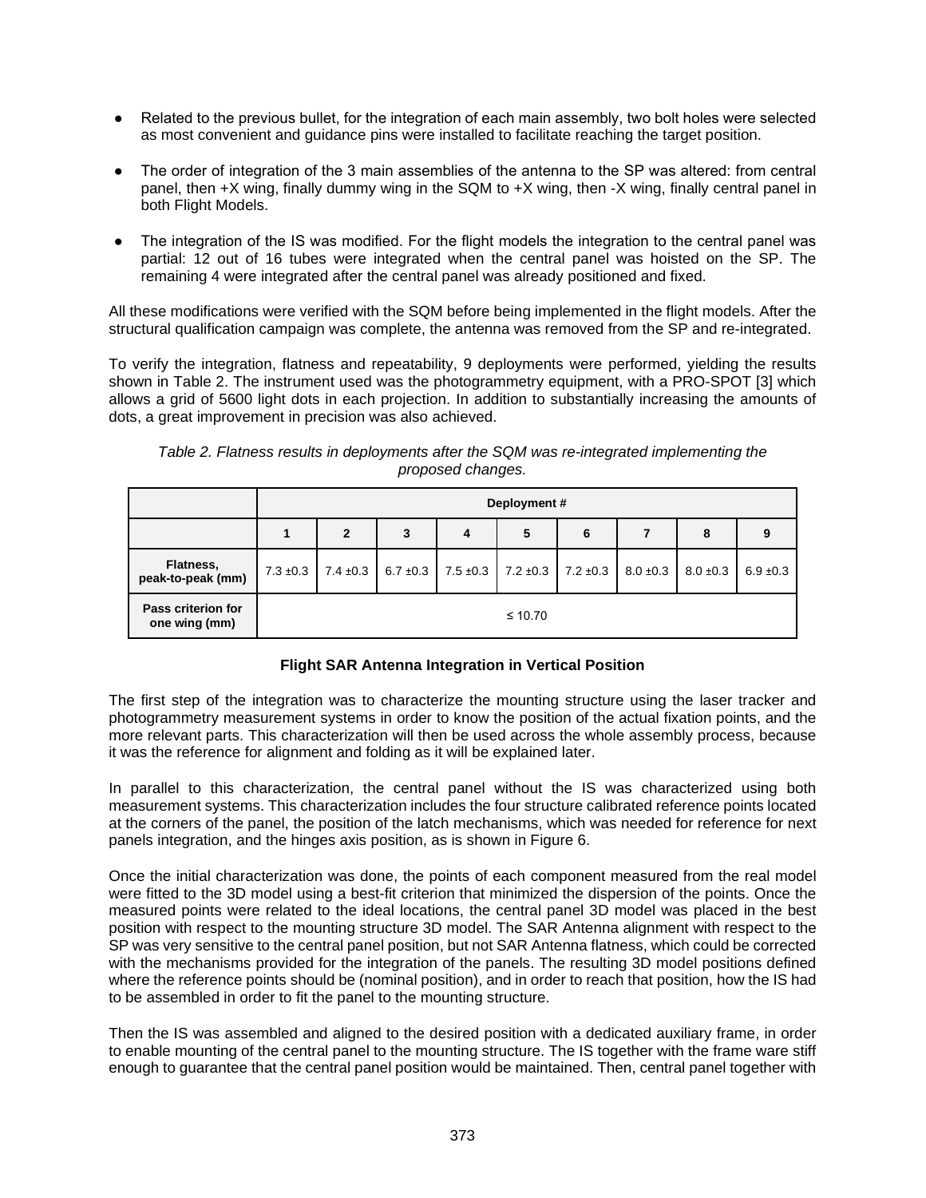- Related to the previous bullet, for the integration of each main assembly, two bolt holes were selected as most convenient and guidance pins were installed to facilitate reaching the target position.
- The order of integration of the 3 main assemblies of the antenna to the SP was altered: from central panel, then +X wing, finally dummy wing in the SQM to +X wing, then -X wing, finally central panel in both Flight Models.
- The integration of the IS was modified. For the flight models the integration to the central panel was partial: 12 out of 16 tubes were integrated when the central panel was hoisted on the SP. The remaining 4 were integrated after the central panel was already positioned and fixed.

All these modifications were verified with the SQM before being implemented in the flight models. After the structural qualification campaign was complete, the antenna was removed from the SP and re-integrated.

To verify the integration, flatness and repeatability, 9 deployments were performed, yielding the results shown in Table 2. The instrument used was the photogrammetry equipment, with a PRO-SPOT [3] which allows a grid of 5600 light dots in each projection. In addition to substantially increasing the amounts of dots, a great improvement in precision was also achieved.

*Table 2. Flatness results in deployments after the SQM was re-integrated implementing the proposed changes.*

| | Deployment # | | | | | | | | |
|---|---|---|---|---|---|---|---|---|---|
| | 1 | 2 | 3 | 4 | 5 | 6 | 7 | 8 | 9 |
| **Flatness, peak-to-peak (mm)** | 7.3 ±0.3 | 7.4 ±0.3 | 6.7 ±0.3 | 7.5 ±0.3 | 7.2 ±0.3 | 7.2 ±0.3 | 8.0 ±0.3 | 8.0 ±0.3 | 6.9 ±0.3 |
| **Pass criterion for one wing (mm)** | ≤ 10.70 | | | | | | | | |

### Flight SAR Antenna Integration in Vertical Position

The first step of the integration was to characterize the mounting structure using the laser tracker and photogrammetry measurement systems in order to know the position of the actual fixation points, and the more relevant parts. This characterization will then be used across the whole assembly process, because it was the reference for alignment and folding as it will be explained later.

In parallel to this characterization, the central panel without the IS was characterized using both measurement systems. This characterization includes the four structure calibrated reference points located at the corners of the panel, the position of the latch mechanisms, which was needed for reference for next panels integration, and the hinges axis position, as is shown in Figure 6.

Once the initial characterization was done, the points of each component measured from the real model were fitted to the 3D model using a best-fit criterion that minimized the dispersion of the points. Once the measured points were related to the ideal locations, the central panel 3D model was placed in the best position with respect to the mounting structure 3D model. The SAR Antenna alignment with respect to the SP was very sensitive to the central panel position, but not SAR Antenna flatness, which could be corrected with the mechanisms provided for the integration of the panels. The resulting 3D model positions defined where the reference points should be (nominal position), and in order to reach that position, how the IS had to be assembled in order to fit the panel to the mounting structure.

Then the IS was assembled and aligned to the desired position with a dedicated auxiliary frame, in order to enable mounting of the central panel to the mounting structure. The IS together with the frame ware stiff enough to guarantee that the central panel position would be maintained. Then, central panel together with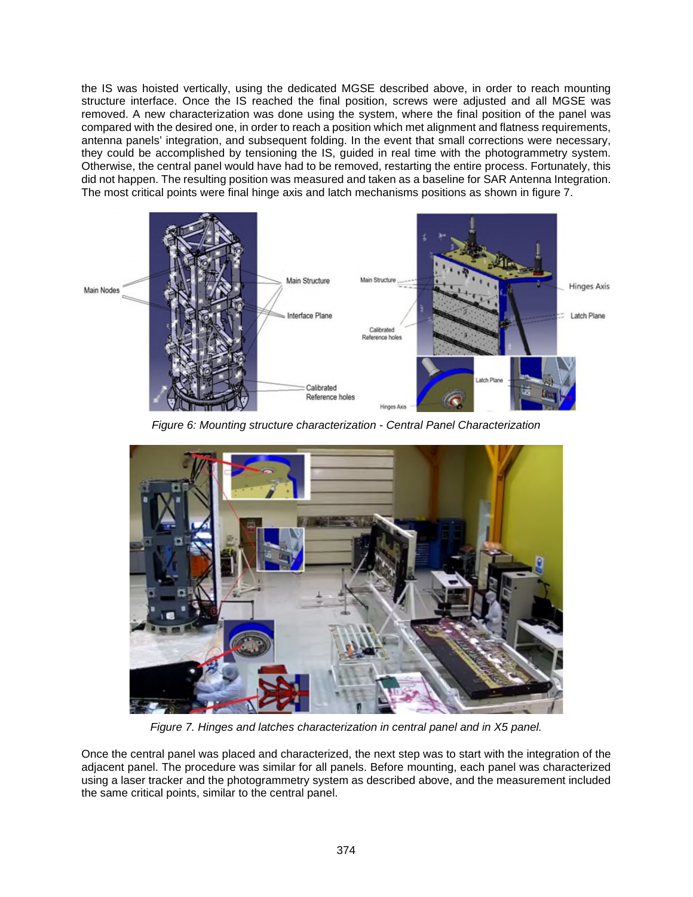the IS was hoisted vertically, using the dedicated MGSE described above, in order to reach mounting structure interface. Once the IS reached the final position, screws were adjusted and all MGSE was removed. A new characterization was done using the system, where the final position of the panel was compared with the desired one, in order to reach a position which met alignment and flatness requirements, antenna panels' integration, and subsequent folding. In the event that small corrections were necessary, they could be accomplished by tensioning the IS, guided in real time with the photogrammetry system. Otherwise, the central panel would have had to be removed, restarting the entire process. Fortunately, this did not happen. The resulting position was measured and taken as a baseline for SAR Antenna Integration. The most critical points were final hinge axis and latch mechanisms positions as shown in figure 7.

*Figure 6: Mounting structure characterization - Central Panel Characterization*

*Figure 7. Hinges and latches characterization in central panel and in X5 panel.*

Once the central panel was placed and characterized, the next step was to start with the integration of the adjacent panel. The procedure was similar for all panels. Before mounting, each panel was characterized using a laser tracker and the photogrammetry system as described above, and the measurement included the same critical points, similar to the central panel.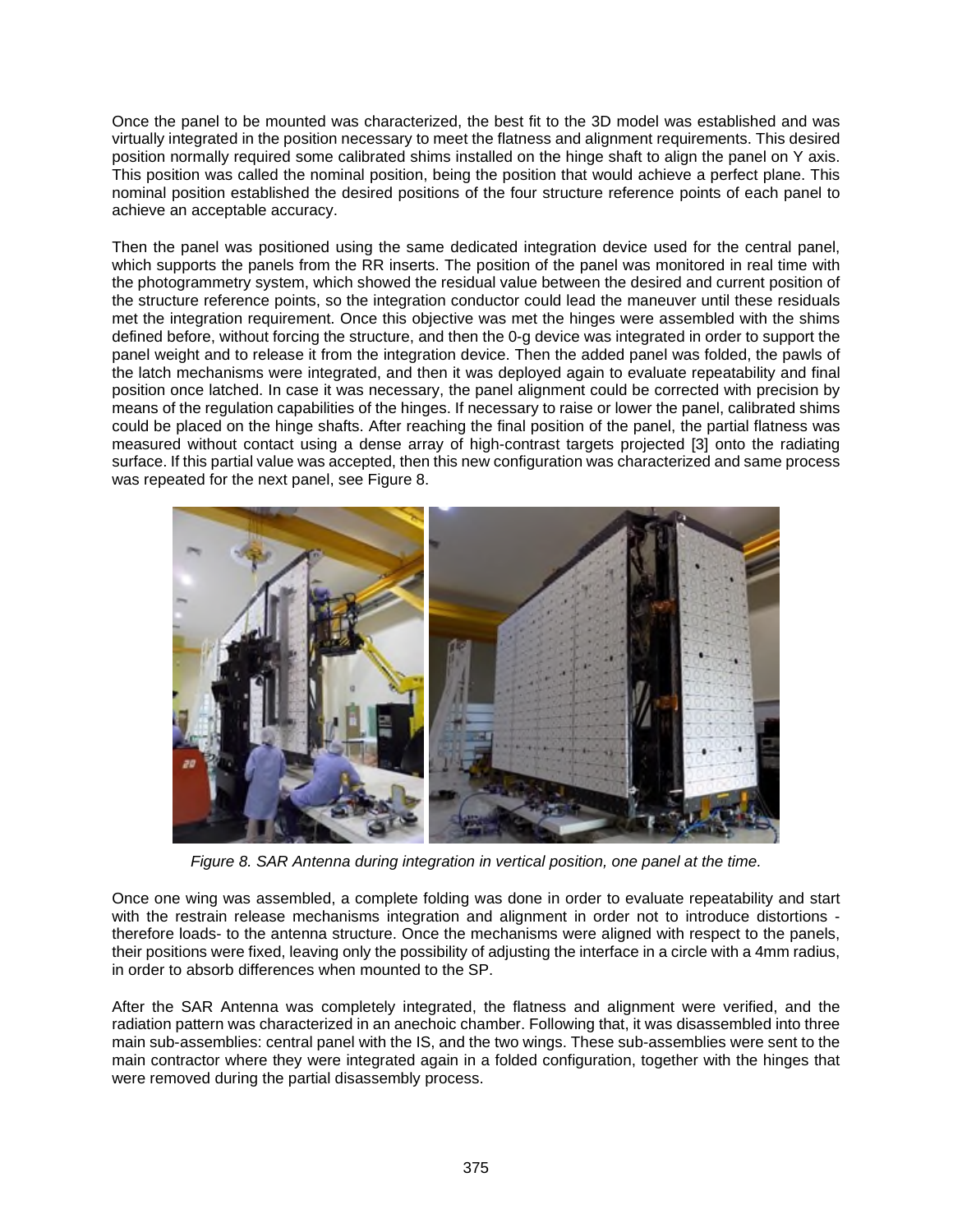Once the panel to be mounted was characterized, the best fit to the 3D model was established and was virtually integrated in the position necessary to meet the flatness and alignment requirements. This desired position normally required some calibrated shims installed on the hinge shaft to align the panel on Y axis. This position was called the nominal position, being the position that would achieve a perfect plane. This nominal position established the desired positions of the four structure reference points of each panel to achieve an acceptable accuracy.

Then the panel was positioned using the same dedicated integration device used for the central panel, which supports the panels from the RR inserts. The position of the panel was monitored in real time with the photogrammetry system, which showed the residual value between the desired and current position of the structure reference points, so the integration conductor could lead the maneuver until these residuals met the integration requirement. Once this objective was met the hinges were assembled with the shims defined before, without forcing the structure, and then the 0-g device was integrated in order to support the panel weight and to release it from the integration device. Then the added panel was folded, the pawls of the latch mechanisms were integrated, and then it was deployed again to evaluate repeatability and final position once latched. In case it was necessary, the panel alignment could be corrected with precision by means of the regulation capabilities of the hinges. If necessary to raise or lower the panel, calibrated shims could be placed on the hinge shafts. After reaching the final position of the panel, the partial flatness was measured without contact using a dense array of high-contrast targets projected [3] onto the radiating surface. If this partial value was accepted, then this new configuration was characterized and same process was repeated for the next panel, see Figure 8.

*Figure 8. SAR Antenna during integration in vertical position, one panel at the time.*

Once one wing was assembled, a complete folding was done in order to evaluate repeatability and start with the restrain release mechanisms integration and alignment in order not to introduce distortions - therefore loads- to the antenna structure. Once the mechanisms were aligned with respect to the panels, their positions were fixed, leaving only the possibility of adjusting the interface in a circle with a 4mm radius, in order to absorb differences when mounted to the SP.

After the SAR Antenna was completely integrated, the flatness and alignment were verified, and the radiation pattern was characterized in an anechoic chamber. Following that, it was disassembled into three main sub-assemblies: central panel with the IS, and the two wings. These sub-assemblies were sent to the main contractor where they were integrated again in a folded configuration, together with the hinges that were removed during the partial disassembly process.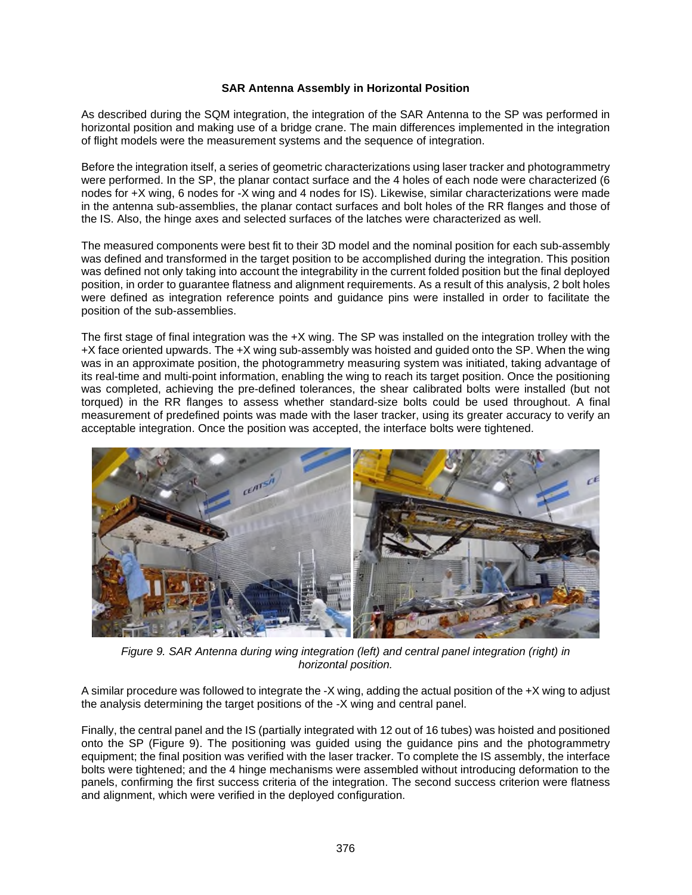### SAR Antenna Assembly in Horizontal Position

As described during the SQM integration, the integration of the SAR Antenna to the SP was performed in horizontal position and making use of a bridge crane. The main differences implemented in the integration of flight models were the measurement systems and the sequence of integration.

Before the integration itself, a series of geometric characterizations using laser tracker and photogrammetry were performed. In the SP, the planar contact surface and the 4 holes of each node were characterized (6 nodes for +X wing, 6 nodes for -X wing and 4 nodes for IS). Likewise, similar characterizations were made in the antenna sub-assemblies, the planar contact surfaces and bolt holes of the RR flanges and those of the IS. Also, the hinge axes and selected surfaces of the latches were characterized as well.

The measured components were best fit to their 3D model and the nominal position for each sub-assembly was defined and transformed in the target position to be accomplished during the integration. This position was defined not only taking into account the integrability in the current folded position but the final deployed position, in order to guarantee flatness and alignment requirements. As a result of this analysis, 2 bolt holes were defined as integration reference points and guidance pins were installed in order to facilitate the position of the sub-assemblies.

The first stage of final integration was the +X wing. The SP was installed on the integration trolley with the +X face oriented upwards. The +X wing sub-assembly was hoisted and guided onto the SP. When the wing was in an approximate position, the photogrammetry measuring system was initiated, taking advantage of its real-time and multi-point information, enabling the wing to reach its target position. Once the positioning was completed, achieving the pre-defined tolerances, the shear calibrated bolts were installed (but not torqued) in the RR flanges to assess whether standard-size bolts could be used throughout. A final measurement of predefined points was made with the laser tracker, using its greater accuracy to verify an acceptable integration. Once the position was accepted, the interface bolts were tightened.

*Figure 9. SAR Antenna during wing integration (left) and central panel integration (right) in horizontal position.*

A similar procedure was followed to integrate the -X wing, adding the actual position of the +X wing to adjust the analysis determining the target positions of the -X wing and central panel.

Finally, the central panel and the IS (partially integrated with 12 out of 16 tubes) was hoisted and positioned onto the SP (Figure 9). The positioning was guided using the guidance pins and the photogrammetry equipment; the final position was verified with the laser tracker. To complete the IS assembly, the interface bolts were tightened; and the 4 hinge mechanisms were assembled without introducing deformation to the panels, confirming the first success criteria of the integration. The second success criterion were flatness and alignment, which were verified in the deployed configuration.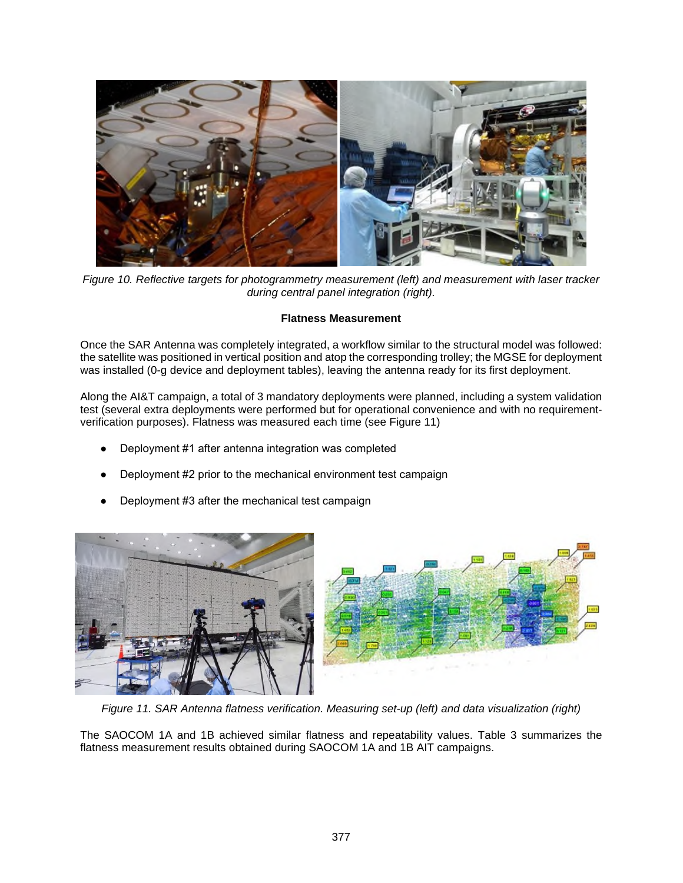*Figure 10. Reflective targets for photogrammetry measurement (left) and measurement with laser tracker during central panel integration (right).*

**Flatness Measurement**

Once the SAR Antenna was completely integrated, a workflow similar to the structural model was followed: the satellite was positioned in vertical position and atop the corresponding trolley; the MGSE for deployment was installed (0-g device and deployment tables), leaving the antenna ready for its first deployment.

Along the AI&T campaign, a total of 3 mandatory deployments were planned, including a system validation test (several extra deployments were performed but for operational convenience and with no requirement-verification purposes). Flatness was measured each time (see Figure 11)

- Deployment #1 after antenna integration was completed
- Deployment #2 prior to the mechanical environment test campaign
- Deployment #3 after the mechanical test campaign

*Figure 11. SAR Antenna flatness verification. Measuring set-up (left) and data visualization (right)*

The SAOCOM 1A and 1B achieved similar flatness and repeatability values. Table 3 summarizes the flatness measurement results obtained during SAOCOM 1A and 1B AIT campaigns.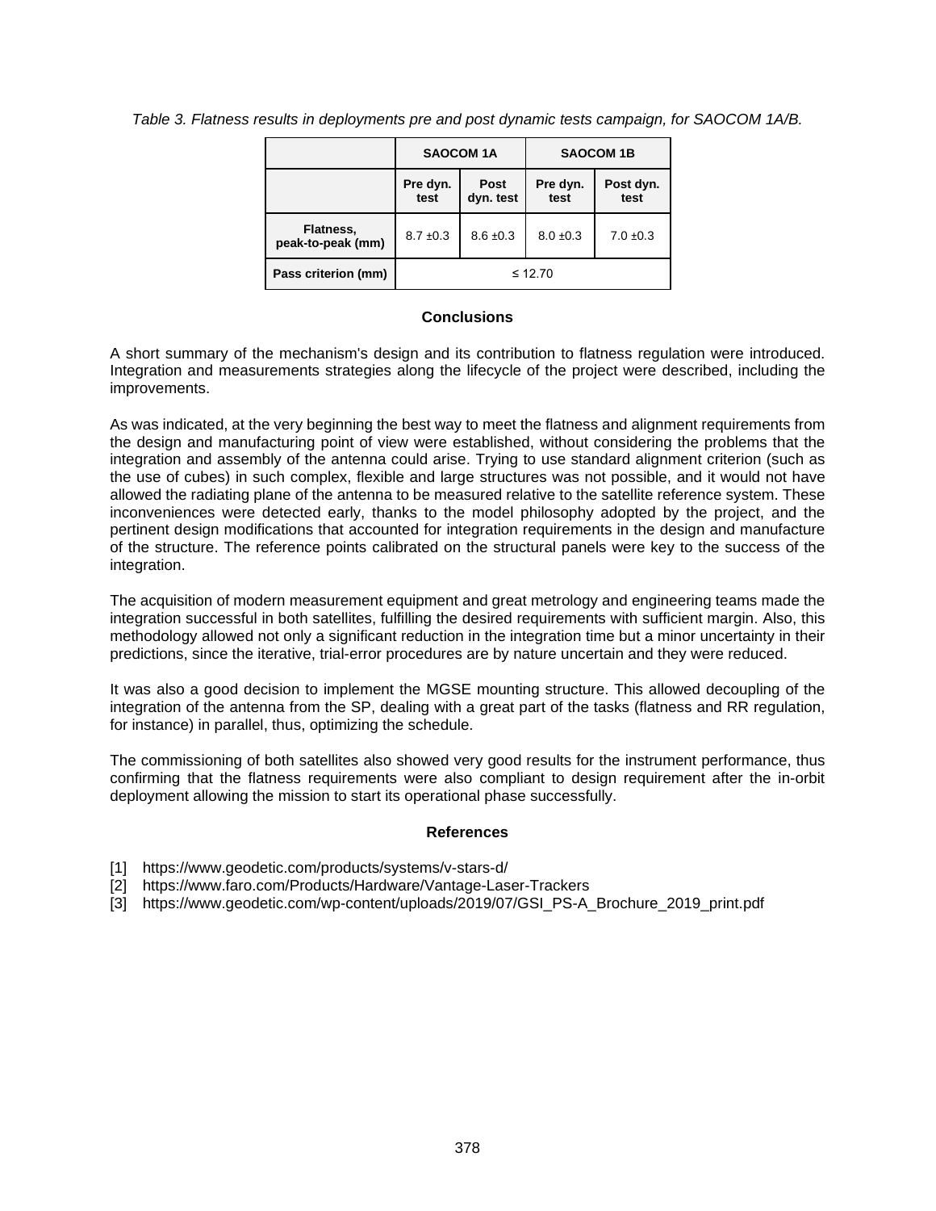*Table 3. Flatness results in deployments pre and post dynamic tests campaign, for SAOCOM 1A/B.*

| | SAOCOM 1A | | SAOCOM 1B | |
|---|---|---|---|---|
| | Pre dyn. test | Post dyn. test | Pre dyn. test | Post dyn. test |
| **Flatness, peak-to-peak (mm)** | 8.7 ±0.3 | 8.6 ±0.3 | 8.0 ±0.3 | 7.0 ±0.3 |
| **Pass criterion (mm)** | ≤ 12.70 | | | |

## Conclusions

A short summary of the mechanism's design and its contribution to flatness regulation were introduced. Integration and measurements strategies along the lifecycle of the project were described, including the improvements.

As was indicated, at the very beginning the best way to meet the flatness and alignment requirements from the design and manufacturing point of view were established, without considering the problems that the integration and assembly of the antenna could arise. Trying to use standard alignment criterion (such as the use of cubes) in such complex, flexible and large structures was not possible, and it would not have allowed the radiating plane of the antenna to be measured relative to the satellite reference system. These inconveniences were detected early, thanks to the model philosophy adopted by the project, and the pertinent design modifications that accounted for integration requirements in the design and manufacture of the structure. The reference points calibrated on the structural panels were key to the success of the integration.

The acquisition of modern measurement equipment and great metrology and engineering teams made the integration successful in both satellites, fulfilling the desired requirements with sufficient margin. Also, this methodology allowed not only a significant reduction in the integration time but a minor uncertainty in their predictions, since the iterative, trial-error procedures are by nature uncertain and they were reduced.

It was also a good decision to implement the MGSE mounting structure. This allowed decoupling of the integration of the antenna from the SP, dealing with a great part of the tasks (flatness and RR regulation, for instance) in parallel, thus, optimizing the schedule.

The commissioning of both satellites also showed very good results for the instrument performance, thus confirming that the flatness requirements were also compliant to design requirement after the in-orbit deployment allowing the mission to start its operational phase successfully.

## References

[1] https://www.geodetic.com/products/systems/v-stars-d/
[2] https://www.faro.com/Products/Hardware/Vantage-Laser-Trackers
[3] https://www.geodetic.com/wp-content/uploads/2019/07/GSI_PS-A_Brochure_2019_print.pdf